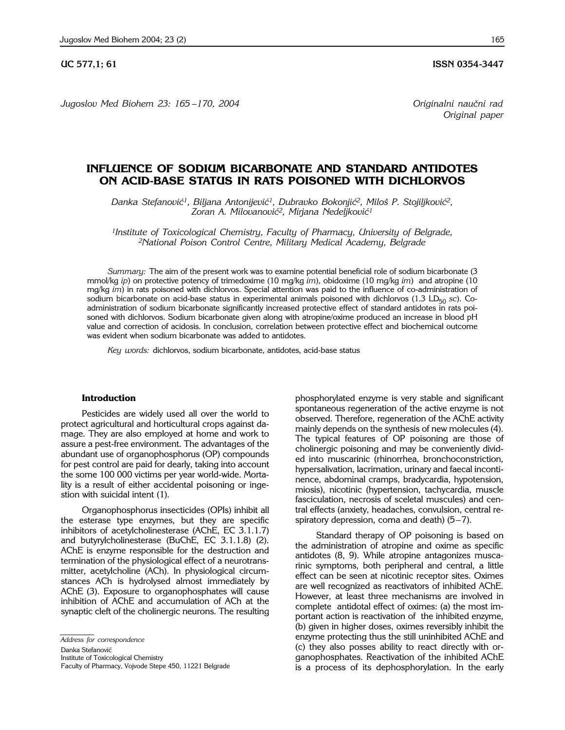UC 577,1; 61 ISSN 0354-3447

*Jugoslov Med Biohem 23: 165 –170, 2004*

*Originalni naučni rad*
*Original paper*

# INFLUENCE OF SODIUM BICARBONATE AND STANDARD ANTIDOTES ON ACID-BASE STATUS IN RATS POISONED WITH DICHLORVOS

*Danka Stefanović[1], Biljana Antonijević[1], Dubravko Bokonjić[2], Miloš P. Stojiljković[2], Zoran A. Milovanović[2], Mirjana Nedeljković[1]*

*[1]Institute of Toxicological Chemistry, Faculty of Pharmacy, University of Belgrade,*
*[2]National Poison Control Centre, Military Medical Academy, Belgrade*

*Summary:* The aim of the present work was to examine potential beneficial role of sodium bicarbonate (3 mmol/kg *ip*) on protective potency of trimedoxime (10 mg/kg *im*), obidoxime (10 mg/kg *im*) and atropine (10 mg/kg *im*) in rats poisoned with dichlorvos. Special attention was paid to the influence of co-administration of sodium bicarbonate on acid-base status in experimental animals poisoned with dichlorvos (1.3 $LD_{50}$ *sc*). Co-administration of sodium bicarbonate significantly increased protective effect of standard antidotes in rats poisoned with dichlorvos. Sodium bicarbonate given along with atropine/oxime produced an increase in blood pH value and correction of acidosis. In conclusion, correlation between protective effect and biochemical outcome was evident when sodium bicarbonate was added to antidotes.

*Key words:* dichlorvos, sodium bicarbonate, antidotes, acid-base status

## Introduction

Pesticides are widely used all over the world to protect agricultural and horticultural crops against damage. They are also employed at home and work to assure a pest-free environment. The advantages of the abundant use of organophosphorus (OP) compounds for pest control are paid for dearly, taking into account the some 100 000 victims per year world-wide. Mortality is a result of either accidental poisoning or ingestion with suicidal intent (1).

Organophosphorus insecticides (OPIs) inhibit all the esterase type enzymes, but they are specific inhibitors of acetylcholinesterase (AChE, EC 3.1.1.7) and butyrylcholinesterase (BuChE, EC 3.1.1.8) (2). AChE is enzyme responsible for the destruction and termination of the physiological effect of a neurotransmitter, acetylcholine (ACh). In physiological circumstances ACh is hydrolysed almost immediately by AChE (3). Exposure to organophosphates will cause inhibition of AChE and accumulation of ACh at the synaptic cleft of the cholinergic neurons. The resulting phosphorylated enzyme is very stable and significant spontaneous regeneration of the active enzyme is not observed. Therefore, regeneration of the AChE activity mainly depends on the synthesis of new molecules (4). The typical features of OP poisoning are those of cholinergic poisoning and may be conveniently divided into muscarinic (rhinorrhea, bronchoconstriction, hypersalivation, lacrimation, urinary and faecal incontinence, abdominal cramps, bradycardia, hypotension, miosis), nicotinic (hypertension, tachycardia, muscle fasciculation, necrosis of sceletal muscules) and central effects (anxiety, headaches, convulsion, central respiratory depression, coma and death) (5–7).

Standard therapy of OP poisoning is based on the administration of atropine and oxime as specific antidotes (8, 9). While atropine antagonizes muscarinic symptoms, both peripheral and central, a little effect can be seen at nicotinic receptor sites. Oximes are well recognized as reactivators of inhibited AChE. However, at least three mechanisms are involved in complete antidotal effect of oximes: (a) the most important action is reactivation of the inhibited enzyme, (b) given in higher doses, oximes reversibly inhibit the enzyme protecting thus the still uninhibited AChE and (c) they also posses ability to react directly with organophosphates. Reactivation of the inhibited AChE is a process of its dephosphorylation. In the early

*Address for correspondence*

Danka Stefanović
Institute of Toxicological Chemistry
Faculty of Pharmacy, Vojvode Stepe 450, 11221 Belgrade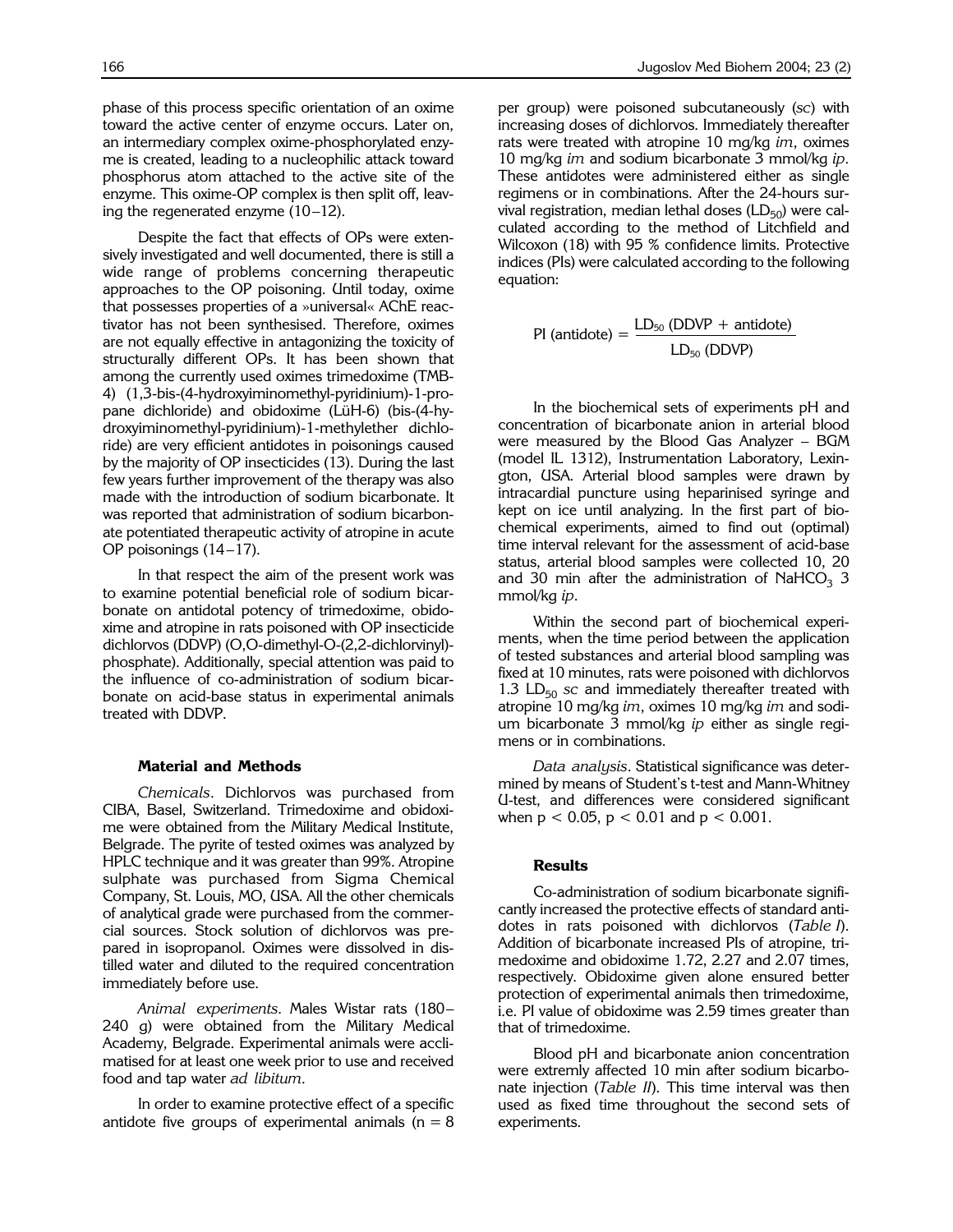phase of this process specific orientation of an oxime toward the active center of enzyme occurs. Later on, an intermediary complex oxime-phosphorylated enzyme is created, leading to a nucleophilic attack toward phosphorus atom attached to the active site of the enzyme. This oxime-OP complex is then split off, leaving the regenerated enzyme (10–12).

Despite the fact that effects of OPs were extensively investigated and well documented, there is still a wide range of problems concerning therapeutic approaches to the OP poisoning. Until today, oxime that possesses properties of a »universal« AChE reactivator has not been synthesised. Therefore, oximes are not equally effective in antagonizing the toxicity of structurally different OPs. It has been shown that among the currently used oximes trimedoxime (TMB-4) (1,3-bis-(4-hydroxyiminomethyl-pyridinium)-1-propane dichloride) and obidoxime (LüH-6) (bis-(4-hydroxyiminomethyl-pyridinium)-1-methylether dichloride) are very efficient antidotes in poisonings caused by the majority of OP insecticides (13). During the last few years further improvement of the therapy was also made with the introduction of sodium bicarbonate. It was reported that administration of sodium bicarbonate potentiated therapeutic activity of atropine in acute OP poisonings (14–17).

In that respect the aim of the present work was to examine potential beneficial role of sodium bicarbonate on antidotal potency of trimedoxime, obidoxime and atropine in rats poisoned with OP insecticide dichlorvos (DDVP) (O,O-dimethyl-O-(2,2-dichlorvinyl)-phosphate). Additionally, special attention was paid to the influence of co-administration of sodium bicarbonate on acid-base status in experimental animals treated with DDVP.

### Material and Methods

*Chemicals*. Dichlorvos was purchased from CIBA, Basel, Switzerland. Trimedoxime and obidoxime were obtained from the Military Medical Institute, Belgrade. The pyrite of tested oximes was analyzed by HPLC technique and it was greater than 99%. Atropine sulphate was purchased from Sigma Chemical Company, St. Louis, MO, USA. All the other chemicals of analytical grade were purchased from the commercial sources. Stock solution of dichlorvos was prepared in isopropanol. Oximes were dissolved in distilled water and diluted to the required concentration immediately before use.

*Animal experiments*. Males Wistar rats (180–240 g) were obtained from the Military Medical Academy, Belgrade. Experimental animals were acclimatised for at least one week prior to use and received food and tap water *ad libitum*.

In order to examine protective effect of a specific antidote five groups of experimental animals (n = 8 per group) were poisoned subcutaneously (*sc*) with increasing doses of dichlorvos. Immediately thereafter rats were treated with atropine 10 mg/kg *im*, oximes 10 mg/kg *im* and sodium bicarbonate 3 mmol/kg *ip*. These antidotes were administered either as single regimens or in combinations. After the 24-hours survival registration, median lethal doses ($LD_{50}$) were calculated according to the method of Litchfield and Wilcoxon (18) with 95 % confidence limits. Protective indices (PIs) were calculated according to the following equation:

$$\text{PI (antidote)} = \frac{LD_{50}\text{ (DDVP + antidote)}}{LD_{50}\text{ (DDVP)}}$$

In the biochemical sets of experiments pH and concentration of bicarbonate anion in arterial blood were measured by the Blood Gas Analyzer – BGM (model IL 1312), Instrumentation Laboratory, Lexington, USA. Arterial blood samples were drawn by intracardial puncture using heparinised syringe and kept on ice until analyzing. In the first part of biochemical experiments, aimed to find out (optimal) time interval relevant for the assessment of acid-base status, arterial blood samples were collected 10, 20 and 30 min after the administration of $NaHCO_3$ 3 mmol/kg *ip*.

Within the second part of biochemical experiments, when the time period between the application of tested substances and arterial blood sampling was fixed at 10 minutes, rats were poisoned with dichlorvos 1.3 $LD_{50}$ *sc* and immediately thereafter treated with atropine 10 mg/kg *im*, oximes 10 mg/kg *im* and sodium bicarbonate 3 mmol/kg *ip* either as single regimens or in combinations.

*Data analysis*. Statistical significance was determined by means of Student's t-test and Mann-Whitney U-test, and differences were considered significant when $p < 0.05$, $p < 0.01$ and $p < 0.001$.

### Results

Co-administration of sodium bicarbonate significantly increased the protective effects of standard antidotes in rats poisoned with dichlorvos (*Table I*). Addition of bicarbonate increased PIs of atropine, trimedoxime and obidoxime 1.72, 2.27 and 2.07 times, respectively. Obidoxime given alone ensured better protection of experimental animals then trimedoxime, i.e. PI value of obidoxime was 2.59 times greater than that of trimedoxime.

Blood pH and bicarbonate anion concentration were extremly affected 10 min after sodium bicarbonate injection (*Table II*). This time interval was then used as fixed time throughout the second sets of experiments.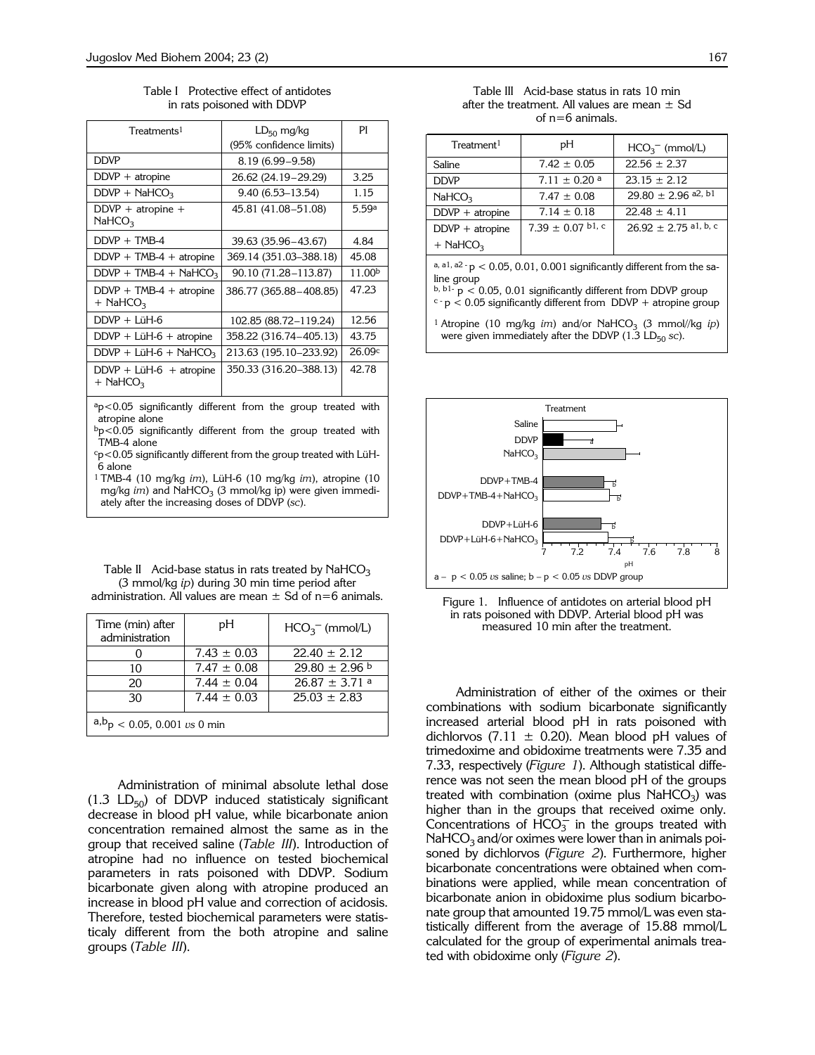Table I Protective effect of antidotes in rats poisoned with DDVP

| Treatments[1] | $LD_{50}$ mg/kg (95% confidence limits) | PI |
|---|---|---|
| DDVP | 8.19 (6.99–9.58) | |
| DDVP + atropine | 26.62 (24.19–29.29) | 3.25 |
| DDVP + $NaHCO_3$ | 9.40 (6.53–13.54) | 1.15 |
| DDVP + atropine + $NaHCO_3$ | 45.81 (41.08–51.08) | 5.59[a] |
| DDVP + TMB-4 | 39.63 (35.96–43.67) | 4.84 |
| DDVP + TMB-4 + atropine | 369.14 (351.03–388.18) | 45.08 |
| DDVP + TMB-4 + $NaHCO_3$ | 90.10 (71.28–113.87) | 11.00[b] |
| DDVP + TMB-4 + atropine + $NaHCO_3$ | 386.77 (365.88–408.85) | 47.23 |
| DDVP + LüH-6 | 102.85 (88.72–119.24) | 12.56 |
| DDVP + LüH-6 + atropine | 358.22 (316.74–405.13) | 43.75 |
| DDVP + LüH-6 + $NaHCO_3$ | 213.63 (195.10–233.92) | 26.09[c] |
| DDVP + LüH-6 + atropine + $NaHCO_3$ | 350.33 (316.20–388.13) | 42.78 |

[a] $p<0.05$ significantly different from the group treated with atropine alone
[b] $p<0.05$ significantly different from the group treated with TMB-4 alone
[c] $p<0.05$ significantly different from the group treated with LüH-6 alone
[1] TMB-4 (10 mg/kg *im*), LüH-6 (10 mg/kg *im*), atropine (10 mg/kg *im*) and $NaHCO_3$ (3 mmol/kg ip) were given immediately after the increasing doses of DDVP (*sc*).

Table II Acid-base status in rats treated by $NaHCO_3$ (3 mmol/kg *ip*) during 30 min time period after administration. All values are mean ± Sd of n=6 animals.

| Time (min) after administration | pH | $HCO_3^-$ (mmol/L) |
|---|---|---|
| 0 | 7.43 ± 0.03 | 22.40 ± 2.12 |
| 10 | 7.47 ± 0.08 | 29.80 ± 2.96 [b] |
| 20 | 7.44 ± 0.04 | 26.87 ± 3.71 [a] |
| 30 | 7.44 ± 0.03 | 25.03 ± 2.83 |

[a,b] $p < 0.05$, 0.001 *vs* 0 min

Administration of minimal absolute lethal dose (1.3 $LD_{50}$) of DDVP induced statisticaly significant decrease in blood pH value, while bicarbonate anion concentration remained almost the same as in the group that received saline (*Table III*). Introduction of atropine had no influence on tested biochemical parameters in rats poisoned with DDVP. Sodium bicarbonate given along with atropine produced an increase in blood pH value and correction of acidosis. Therefore, tested biochemical parameters were statisticaly different from the both atropine and saline groups (*Table III*).

Table III Acid-base status in rats 10 min after the treatment. All values are mean ± Sd of n=6 animals.

| Treatment[1] | pH | $HCO_3^-$ (mmol/L) |
|---|---|---|
| Saline | 7.42 ± 0.05 | 22.56 ± 2.37 |
| DDVP | 7.11 ± 0.20 [a] | 23.15 ± 2.12 |
| $NaHCO_3$ | 7.47 ± 0.08 | 29.80 ± 2.96 [a2, b1] |
| DDVP + atropine | 7.14 ± 0.18 | 22.48 ± 4.11 |
| DDVP + atropine + $NaHCO_3$ | 7.39 ± 0.07 [b1, c] | 26.92 ± 2.75 [a1, b, c] |

[a, a1, a2] $p < 0.05$, 0.01, 0.001 significantly different from the saline group
[b, b1] $p < 0.05$, 0.01 significantly different from DDVP group
[c] $p < 0.05$ significantly different from DDVP + atropine group

[1] Atropine (10 mg/kg *im*) and/or $NaHCO_3$ (3 mmol//kg *ip*) were given immediately after the DDVP (1.3 $LD_{50}$ *sc*).

Figure 1. Influence of antidotes on arterial blood pH in rats poisoned with DDVP. Arterial blood pH was measured 10 min after the treatment.

a – $p < 0.05$ *vs* saline; b – $p < 0.05$ *vs* DDVP group

Administration of either of the oximes or their combinations with sodium bicarbonate significantly increased arterial blood pH in rats poisoned with dichlorvos (7.11 ± 0.20). Mean blood pH values of trimedoxime and obidoxime treatments were 7.35 and 7.33, respectively (*Figure 1*). Although statistical difference was not seen the mean blood pH of the groups treated with combination (oxime plus $NaHCO_3$) was higher than in the groups that received oxime only. Concentrations of $HCO_3^-$ in the groups treated with $NaHCO_3$ and/or oximes were lower than in animals poisoned by dichlorvos (*Figure 2*). Furthermore, higher bicarbonate concentrations were obtained when combinations were applied, while mean concentration of bicarbonate anion in obidoxime plus sodium bicarbonate group that amounted 19.75 mmol/L was even statistically different from the average of 15.88 mmol/L calculated for the group of experimental animals treated with obidoxime only (*Figure 2*).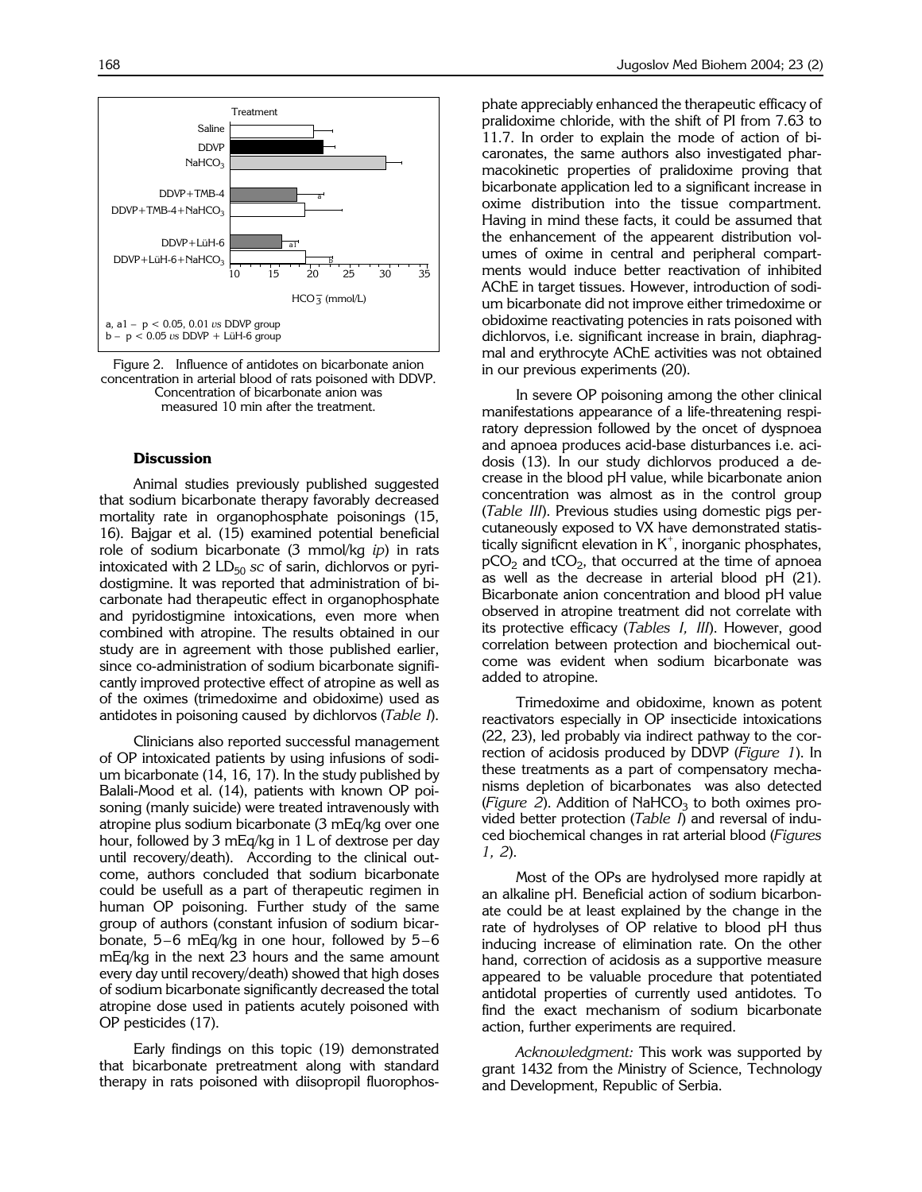Figure 2. Influence of antidotes on bicarbonate anion concentration in arterial blood of rats poisoned with DDVP. Concentration of bicarbonate anion was measured 10 min after the treatment.

a, a1 – $p < 0.05$, 0.01 *vs* DDVP group
b – $p < 0.05$ *vs* DDVP + LüH-6 group

### Discussion

Animal studies previously published suggested that sodium bicarbonate therapy favorably decreased mortality rate in organophosphate poisonings (15, 16). Bajgar et al. (15) examined potential beneficial role of sodium bicarbonate (3 mmol/kg *ip*) in rats intoxicated with 2 $LD_{50}$ *sc* of sarin, dichlorvos or pyridostigmine. It was reported that administration of bicarbonate had therapeutic effect in organophosphate and pyridostigmine intoxications, even more when combined with atropine. The results obtained in our study are in agreement with those published earlier, since co-administration of sodium bicarbonate significantly improved protective effect of atropine as well as of the oximes (trimedoxime and obidoxime) used as antidotes in poisoning caused by dichlorvos (*Table I*).

Clinicians also reported successful management of OP intoxicated patients by using infusions of sodium bicarbonate (14, 16, 17). In the study published by Balali-Mood et al. (14), patients with known OP poisoning (manly suicide) were treated intravenously with atropine plus sodium bicarbonate (3 mEq/kg over one hour, followed by 3 mEq/kg in 1 L of dextrose per day until recovery/death). According to the clinical outcome, authors concluded that sodium bicarbonate could be usefull as a part of therapeutic regimen in human OP poisoning. Further study of the same group of authors (constant infusion of sodium bicarbonate, 5–6 mEq/kg in one hour, followed by 5–6 mEq/kg in the next 23 hours and the same amount every day until recovery/death) showed that high doses of sodium bicarbonate significantly decreased the total atropine dose used in patients acutely poisoned with OP pesticides (17).

Early findings on this topic (19) demonstrated that bicarbonate pretreatment along with standard therapy in rats poisoned with diisopropil fluorophosphate appreciably enhanced the therapeutic efficacy of pralidoxime chloride, with the shift of PI from 7.63 to 11.7. In order to explain the mode of action of bicaronates, the same authors also investigated pharmacokinetic properties of pralidoxime proving that bicarbonate application led to a significant increase in oxime distribution into the tissue compartment. Having in mind these facts, it could be assumed that the enhancement of the appearent distribution volumes of oxime in central and peripheral compartments would induce better reactivation of inhibited AChE in target tissues. However, introduction of sodium bicarbonate did not improve either trimedoxime or obidoxime reactivating potencies in rats poisoned with dichlorvos, i.e. significant increase in brain, diaphragmal and erythrocyte AChE activities was not obtained in our previous experiments (20).

In severe OP poisoning among the other clinical manifestations appearance of a life-threatening respiratory depression followed by the onset of dyspnoea and apnoea produces acid-base disturbances i.e. acidosis (13). In our study dichlorvos produced a decrease in the blood pH value, while bicarbonate anion concentration was almost as in the control group (*Table III*). Previous studies using domestic pigs percutaneously exposed to VX have demonstrated statistically significnt elevation in $K^+$, inorganic phosphates, $pCO_2$ and $tCO_2$, that occurred at the time of apnoea as well as the decrease in arterial blood pH (21). Bicarbonate anion concentration and blood pH value observed in atropine treatment did not correlate with its protective efficacy (*Tables I, III*). However, good correlation between protection and biochemical outcome was evident when sodium bicarbonate was added to atropine.

Trimedoxime and obidoxime, known as potent reactivators especially in OP insecticide intoxications (22, 23), led probably via indirect pathway to the correction of acidosis produced by DDVP (*Figure 1*). In these treatments as a part of compensatory mechanisms depletion of bicarbonates was also detected (*Figure 2*). Addition of $NaHCO_3$ to both oximes provided better protection (*Table I*) and reversal of induced biochemical changes in rat arterial blood (*Figures 1, 2*).

Most of the OPs are hydrolysed more rapidly at an alkaline pH. Beneficial action of sodium bicarbonate could be at least explained by the change in the rate of hydrolyses of OP relative to blood pH thus inducing increase of elimination rate. On the other hand, correction of acidosis as a supportive measure appeared to be valuable procedure that potentiated antidotal properties of currently used antidotes. To find the exact mechanism of sodium bicarbonate action, further experiments are required.

*Acknowledgment:* This work was supported by grant 1432 from the Ministry of Science, Technology and Development, Republic of Serbia.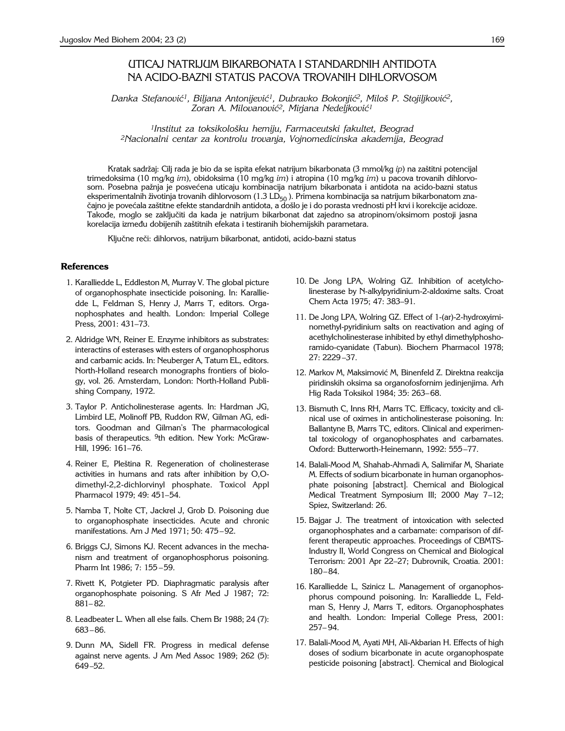# UTICAJ NATRIJUM BIKARBONATA I STANDARDNIH ANTIDOTA NA ACIDO-BAZNI STATUS PACOVA TROVANIH DIHLORVOSOM

*Danka Stefanović[1], Biljana Antonijević[1], Dubravko Bokonjić[2], Miloš P. Stojiljković[2], Zoran A. Milovanović[2], Mirjana Nedeljković[1]*

*[1]Institut za toksikološku hemiju, Farmaceutski fakultet, Beograd*
*[2]Nacionalni centar za kontrolu trovanja, Vojnomedicinska akademija, Beograd*

Kratak sadržaj: Cilj rada je bio da se ispita efekat natrijum bikarbonata (3 mmol/kg *ip*) na zaštitni potencijal trimedoksima (10 mg/kg *im*), obidoksima (10 mg/kg *im*) i atropina (10 mg/kg *im*) u pacova trovanih dihlorvosom. Posebna pažnja je posvećena uticaju kombinacija natrijum bikarbonata i antidota na acido-bazni status eksperimentalnih životinja trovanih dihlorvosom (1.3 $LD_{50}$ ). Primena kombinacija sa natrijum bikarbonatom značajno je povećala zaštitne efekte standardnih antidota, a došlo je i do porasta vrednosti pH krvi i korekcije acidoze. Takođe, moglo se zaključiti da kada je natrijum bikarbonat dat zajedno sa atropinom/oksimom postoji jasna korelacija između dobijenih zaštitnih efekata i testiranih biohemijskih parametara.

Ključne reči: dihlorvos, natrijum bikarbonat, antidoti, acido-bazni status

## References

1. Karalliedde L, Eddleston M, Murray V. The global picture of organophosphate insecticide poisoning. In: Karalliedde L, Feldman S, Henry J, Marrs T, editors. Organophosphates and health. London: Imperial College Press, 2001: 431–73.
2. Aldridge WN, Reiner E. Enzyme inhibitors as substrates: interactins of esterases with esters of organophosphorus and carbamic acids. In: Neuberger A, Tatum EL, editors. North-Holland research monographs frontiers of biology, vol. 26. Amsterdam, London: North-Holland Publishing Company, 1972.
3. Taylor P. Anticholinesterase agents. In: Hardman JG, Limbird LE, Molinoff PB, Ruddon RW, Gilman AG, editors. Goodman and Gilman's The pharmacological basis of therapeutics. 9th edition. New York: McGraw-Hill, 1996: 161–76.
4. Reiner E, Pleština R. Regeneration of cholinesterase activities in humans and rats after inhibition by O,O-dimethyl-2,2-dichlorvinyl phosphate. Toxicol Appl Pharmacol 1979; 49: 451–54.
5. Namba T, Nolte CT, Jackrel J, Grob D. Poisoning due to organophosphate insecticides. Acute and chronic manifestations. Am J Med 1971; 50: 475–92.
6. Briggs CJ, Simons KJ. Recent advances in the mechanism and treatment of organophosphorus poisoning. Pharm Int 1986; 7: 155–59.
7. Rivett K, Potgieter PD. Diaphragmatic paralysis after organophosphate poisoning. S Afr Med J 1987; 72: 881–82.
8. Leadbeater L. When all else fails. Chem Br 1988; 24 (7): 683–86.
9. Dunn MA, Sidell FR. Progress in medical defense against nerve agents. J Am Med Assoc 1989; 262 (5): 649–52.
10. De Jong LPA, Wolring GZ. Inhibition of acetylcholinesterase by N-alkylpyridinium-2-aldoxime salts. Croat Chem Acta 1975; 47: 383–91.
11. De Jong LPA, Wolring GZ. Effect of 1-(ar)-2-hydroxyiminomethyl-pyridinium salts on reactivation and aging of acethylcholinesterase inhibited by ethyl dimethylphoshoramido-cyanidate (Tabun). Biochem Pharmacol 1978; 27: 2229–37.
12. Markov M, Maksimović M, Binenfeld Z. Direktna reakcija piridinskih oksima sa organofosfornim jedinjenjima. Arh Hig Rada Toksikol 1984; 35: 263–68.
13. Bismuth C, Inns RH, Marrs TC. Efficacy, toxicity and clinical use of oximes in anticholinesterase poisoning. In: Ballantyne B, Marrs TC, editors. Clinical and experimental toxicology of organophosphates and carbamates. Oxford: Butterworth-Heinemann, 1992: 555–77.
14. Balali-Mood M, Shahab-Ahmadi A, Salimifar M, Shariate M. Effects of sodium bicarbonate in human organophosphate poisoning [abstract]. Chemical and Biological Medical Treatment Symposium III; 2000 May 7–12; Spiez, Switzerland: 26.
15. Bajgar J. The treatment of intoxication with selected organophosphates and a carbamate: comparison of different therapeutic approaches. Proceedings of CBMTS-Industry II, World Congress on Chemical and Biological Terrorism: 2001 Apr 22–27; Dubrovnik, Croatia. 2001: 180–84.
16. Karalliedde L, Szinicz L. Management of organophosphorus compound poisoning. In: Karalliedde L, Feldman S, Henry J, Marrs T, editors. Organophosphates and health. London: Imperial College Press, 2001: 257–94.
17. Balali-Mood M, Ayati MH, Ali-Akbarian H. Effects of high doses of sodium bicarbonate in acute organophospate pesticide poisoning [abstract]. Chemical and Biological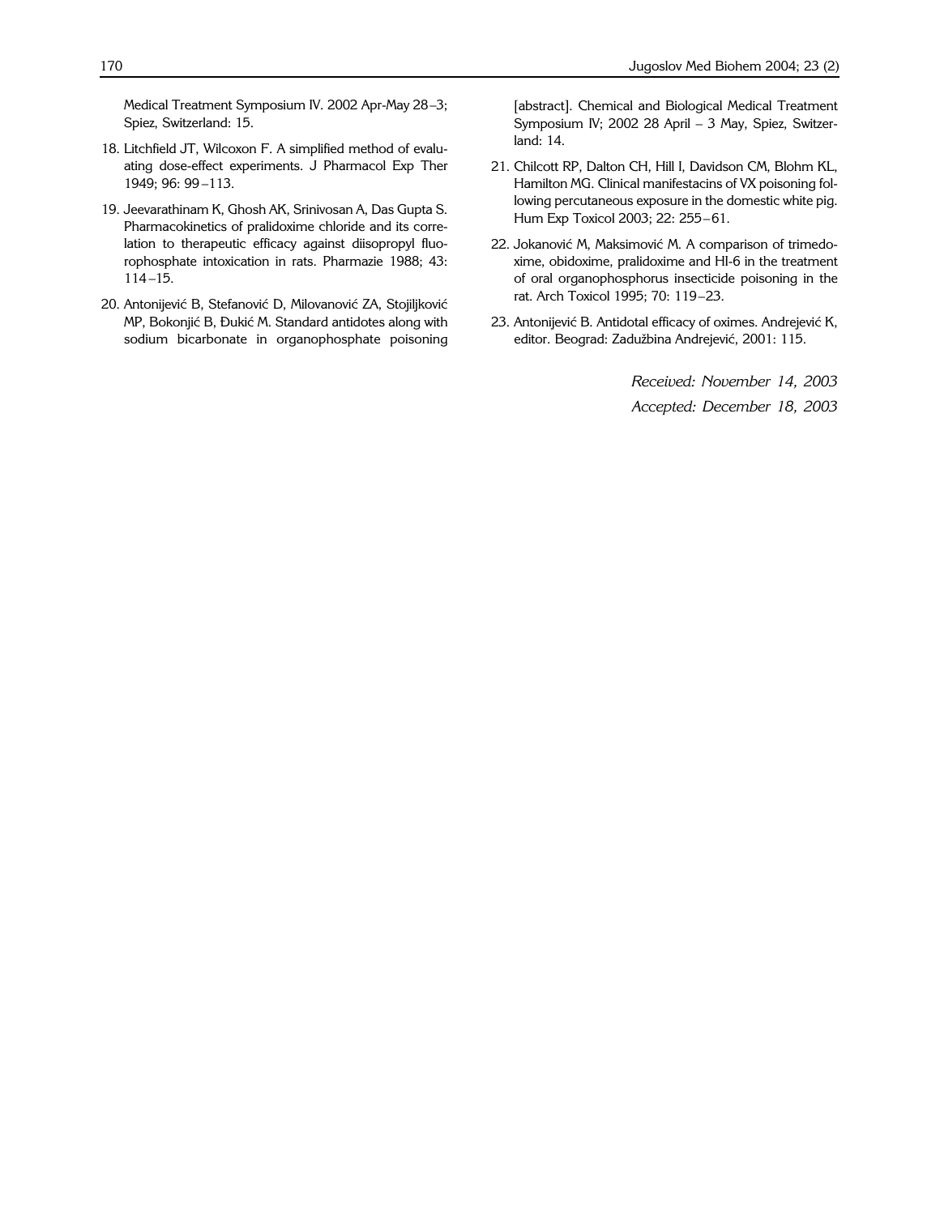Medical Treatment Symposium IV. 2002 Apr-May 28–3; Spiez, Switzerland: 15.

18. Litchfield JT, Wilcoxon F. A simplified method of evaluating dose-effect experiments. J Pharmacol Exp Ther 1949; 96: 99–113.

19. Jeevarathinam K, Ghosh AK, Srinivosan A, Das Gupta S. Pharmacokinetics of pralidoxime chloride and its correlation to therapeutic efficacy against diisopropyl fluorophosphate intoxication in rats. Pharmazie 1988; 43: 114–15.

20. Antonijević B, Stefanović D, Milovanović ZA, Stojiljković MP, Bokonjić B, Đukić M. Standard antidotes along with sodium bicarbonate in organophosphate poisoning [abstract]. Chemical and Biological Medical Treatment Symposium IV; 2002 28 April – 3 May, Spiez, Switzerland: 14.

21. Chilcott RP, Dalton CH, Hill I, Davidson CM, Blohm KL, Hamilton MG. Clinical manifestacins of VX poisoning following percutaneous exposure in the domestic white pig. Hum Exp Toxicol 2003; 22: 255–61.

22. Jokanović M, Maksimović M. A comparison of trimedoxime, obidoxime, pralidoxime and HI-6 in the treatment of oral organophosphorus insecticide poisoning in the rat. Arch Toxicol 1995; 70: 119–23.

23. Antonijević B. Antidotal efficacy of oximes. Andrejević K, editor. Beograd: Zadužbina Andrejević, 2001: 115.

*Received: November 14, 2003*
*Accepted: December 18, 2003*